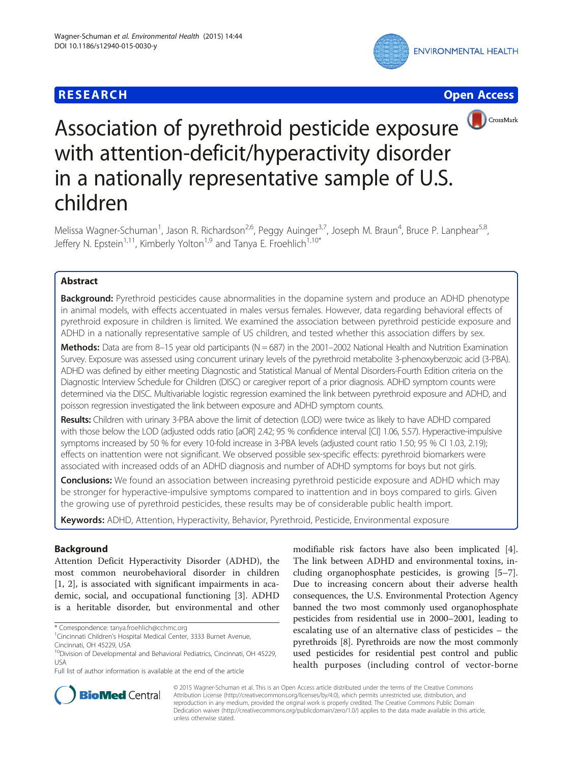**RESEARCH** **Open Access**

# Association of pyrethroid pesticide exposure with attention-deficit/hyperactivity disorder in a nationally representative sample of U.S. children

Melissa Wagner-Schuman[1], Jason R. Richardson[2,6], Peggy Auinger[3,7], Joseph M. Braun[4], Bruce P. Lanphear[5,8], Jeffery N. Epstein[1,11], Kimberly Yolton[1,9] and Tanya E. Froehlich[1,10*]

## Abstract

**Background:** Pyrethroid pesticides cause abnormalities in the dopamine system and produce an ADHD phenotype in animal models, with effects accentuated in males versus females. However, data regarding behavioral effects of pyrethroid exposure in children is limited. We examined the association between pyrethroid pesticide exposure and ADHD in a nationally representative sample of US children, and tested whether this association differs by sex.

**Methods:** Data are from 8–15 year old participants (N = 687) in the 2001–2002 National Health and Nutrition Examination Survey. Exposure was assessed using concurrent urinary levels of the pyrethroid metabolite 3-phenoxybenzoic acid (3-PBA). ADHD was defined by either meeting Diagnostic and Statistical Manual of Mental Disorders-Fourth Edition criteria on the Diagnostic Interview Schedule for Children (DISC) or caregiver report of a prior diagnosis. ADHD symptom counts were determined via the DISC. Multivariable logistic regression examined the link between pyrethroid exposure and ADHD, and poisson regression investigated the link between exposure and ADHD symptom counts.

**Results:** Children with urinary 3-PBA above the limit of detection (LOD) were twice as likely to have ADHD compared with those below the LOD (adjusted odds ratio [aOR] 2.42; 95 % confidence interval [CI] 1.06, 5.57). Hyperactive-impulsive symptoms increased by 50 % for every 10-fold increase in 3-PBA levels (adjusted count ratio 1.50; 95 % CI 1.03, 2.19); effects on inattention were not significant. We observed possible sex-specific effects: pyrethroid biomarkers were associated with increased odds of an ADHD diagnosis and number of ADHD symptoms for boys but not girls.

**Conclusions:** We found an association between increasing pyrethroid pesticide exposure and ADHD which may be stronger for hyperactive-impulsive symptoms compared to inattention and in boys compared to girls. Given the growing use of pyrethroid pesticides, these results may be of considerable public health import.

**Keywords:** ADHD, Attention, Hyperactivity, Behavior, Pyrethroid, Pesticide, Environmental exposure

## Background

Attention Deficit Hyperactivity Disorder (ADHD), the most common neurobehavioral disorder in children [1, 2], is associated with significant impairments in academic, social, and occupational functioning [3]. ADHD is a heritable disorder, but environmental and other modifiable risk factors have also been implicated [4]. The link between ADHD and environmental toxins, including organophosphate pesticides, is growing [5–7]. Due to increasing concern about their adverse health consequences, the U.S. Environmental Protection Agency banned the two most commonly used organophosphate pesticides from residential use in 2000–2001, leading to escalating use of an alternative class of pesticides – the pyrethroids [8]. Pyrethroids are now the most commonly used pesticides for residential pest control and public health purposes (including control of vector-borne

\* Correspondence: tanya.froehlich@cchmc.org
[1]Cincinnati Children's Hospital Medical Center, 3333 Burnet Avenue, Cincinnati, OH 45229, USA
[10]Division of Developmental and Behavioral Pediatrics, Cincinnati, OH 45229, USA
Full list of author information is available at the end of the article

© 2015 Wagner-Schuman et al. This is an Open Access article distributed under the terms of the Creative Commons Attribution License (http://creativecommons.org/licenses/by/4.0), which permits unrestricted use, distribution, and reproduction in any medium, provided the original work is properly credited. The Creative Commons Public Domain Dedication waiver (http://creativecommons.org/publicdomain/zero/1.0/) applies to the data made available in this article, unless otherwise stated.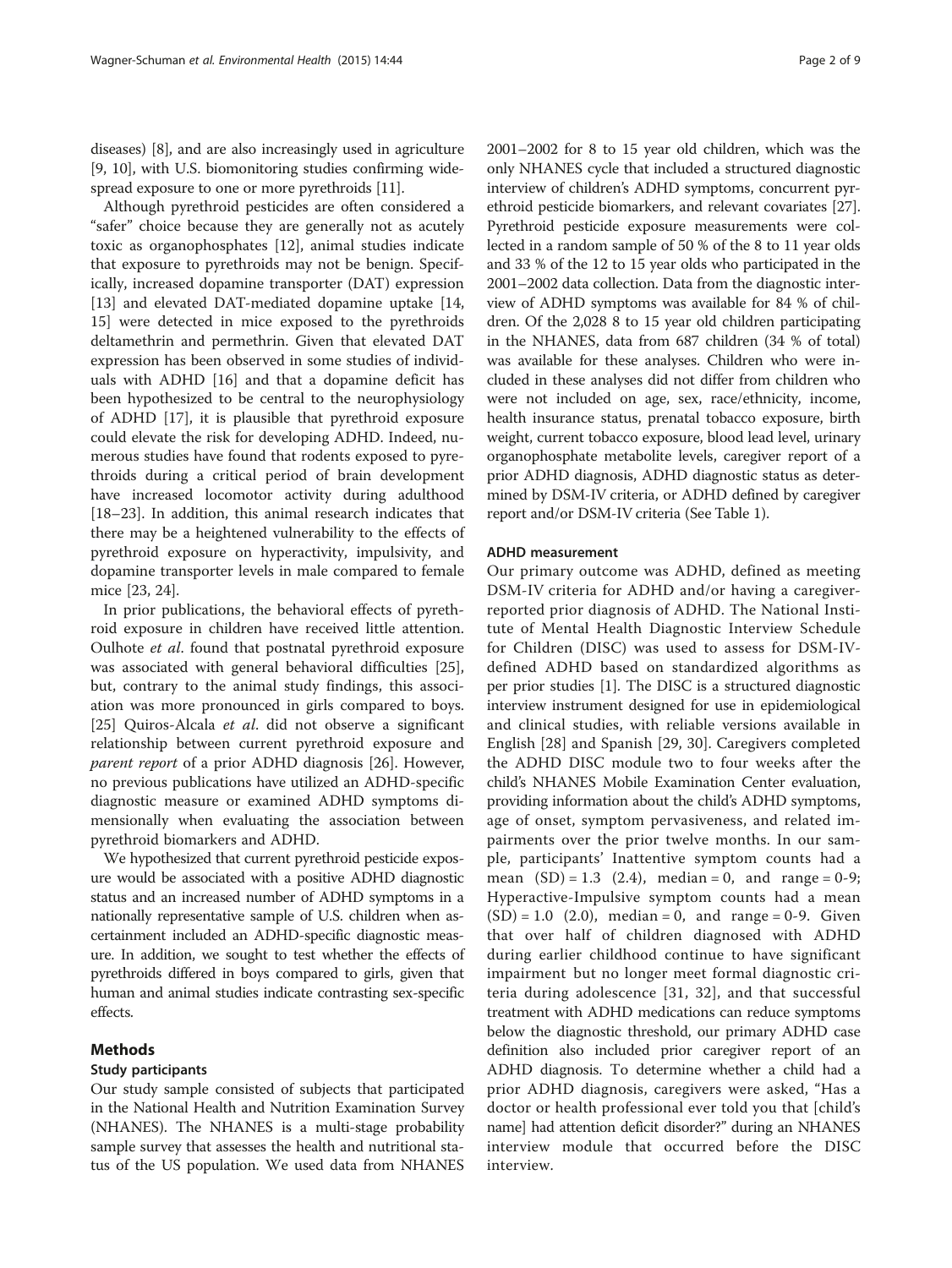diseases) [8], and are also increasingly used in agriculture [9, 10], with U.S. biomonitoring studies confirming widespread exposure to one or more pyrethroids [11].

Although pyrethroid pesticides are often considered a "safer" choice because they are generally not as acutely toxic as organophosphates [12], animal studies indicate that exposure to pyrethroids may not be benign. Specifically, increased dopamine transporter (DAT) expression [13] and elevated DAT-mediated dopamine uptake [14, 15] were detected in mice exposed to the pyrethroids deltamethrin and permethrin. Given that elevated DAT expression has been observed in some studies of individuals with ADHD [16] and that a dopamine deficit has been hypothesized to be central to the neurophysiology of ADHD [17], it is plausible that pyrethroid exposure could elevate the risk for developing ADHD. Indeed, numerous studies have found that rodents exposed to pyrethroids during a critical period of brain development have increased locomotor activity during adulthood [18–23]. In addition, this animal research indicates that there may be a heightened vulnerability to the effects of pyrethroid exposure on hyperactivity, impulsivity, and dopamine transporter levels in male compared to female mice [23, 24].

In prior publications, the behavioral effects of pyrethroid exposure in children have received little attention. Oulhote *et al*. found that postnatal pyrethroid exposure was associated with general behavioral difficulties [25], but, contrary to the animal study findings, this association was more pronounced in girls compared to boys. [25] Quiros-Alcala *et al*. did not observe a significant relationship between current pyrethroid exposure and *parent report* of a prior ADHD diagnosis [26]. However, no previous publications have utilized an ADHD-specific diagnostic measure or examined ADHD symptoms dimensionally when evaluating the association between pyrethroid biomarkers and ADHD.

We hypothesized that current pyrethroid pesticide exposure would be associated with a positive ADHD diagnostic status and an increased number of ADHD symptoms in a nationally representative sample of U.S. children when ascertainment included an ADHD-specific diagnostic measure. In addition, we sought to test whether the effects of pyrethroids differed in boys compared to girls, given that human and animal studies indicate contrasting sex-specific effects.

## Methods

### Study participants

Our study sample consisted of subjects that participated in the National Health and Nutrition Examination Survey (NHANES). The NHANES is a multi-stage probability sample survey that assesses the health and nutritional status of the US population. We used data from NHANES 2001–2002 for 8 to 15 year old children, which was the only NHANES cycle that included a structured diagnostic interview of children's ADHD symptoms, concurrent pyrethroid pesticide biomarkers, and relevant covariates [27]. Pyrethroid pesticide exposure measurements were collected in a random sample of 50 % of the 8 to 11 year olds and 33 % of the 12 to 15 year olds who participated in the 2001–2002 data collection. Data from the diagnostic interview of ADHD symptoms was available for 84 % of children. Of the 2,028 8 to 15 year old children participating in the NHANES, data from 687 children (34 % of total) was available for these analyses. Children who were included in these analyses did not differ from children who were not included on age, sex, race/ethnicity, income, health insurance status, prenatal tobacco exposure, birth weight, current tobacco exposure, blood lead level, urinary organophosphate metabolite levels, caregiver report of a prior ADHD diagnosis, ADHD diagnostic status as determined by DSM-IV criteria, or ADHD defined by caregiver report and/or DSM-IV criteria (See Table 1).

### ADHD measurement

Our primary outcome was ADHD, defined as meeting DSM-IV criteria for ADHD and/or having a caregiver-reported prior diagnosis of ADHD. The National Institute of Mental Health Diagnostic Interview Schedule for Children (DISC) was used to assess for DSM-IV-defined ADHD based on standardized algorithms as per prior studies [1]. The DISC is a structured diagnostic interview instrument designed for use in epidemiological and clinical studies, with reliable versions available in English [28] and Spanish [29, 30]. Caregivers completed the ADHD DISC module two to four weeks after the child's NHANES Mobile Examination Center evaluation, providing information about the child's ADHD symptoms, age of onset, symptom pervasiveness, and related impairments over the prior twelve months. In our sample, participants' Inattentive symptom counts had a mean (SD) = 1.3 (2.4), median = 0, and range = 0-9; Hyperactive-Impulsive symptom counts had a mean (SD) = 1.0 (2.0), median = 0, and range = 0-9. Given that over half of children diagnosed with ADHD during earlier childhood continue to have significant impairment but no longer meet formal diagnostic criteria during adolescence [31, 32], and that successful treatment with ADHD medications can reduce symptoms below the diagnostic threshold, our primary ADHD case definition also included prior caregiver report of an ADHD diagnosis. To determine whether a child had a prior ADHD diagnosis, caregivers were asked, "Has a doctor or health professional ever told you that [child's name] had attention deficit disorder?" during an NHANES interview module that occurred before the DISC interview.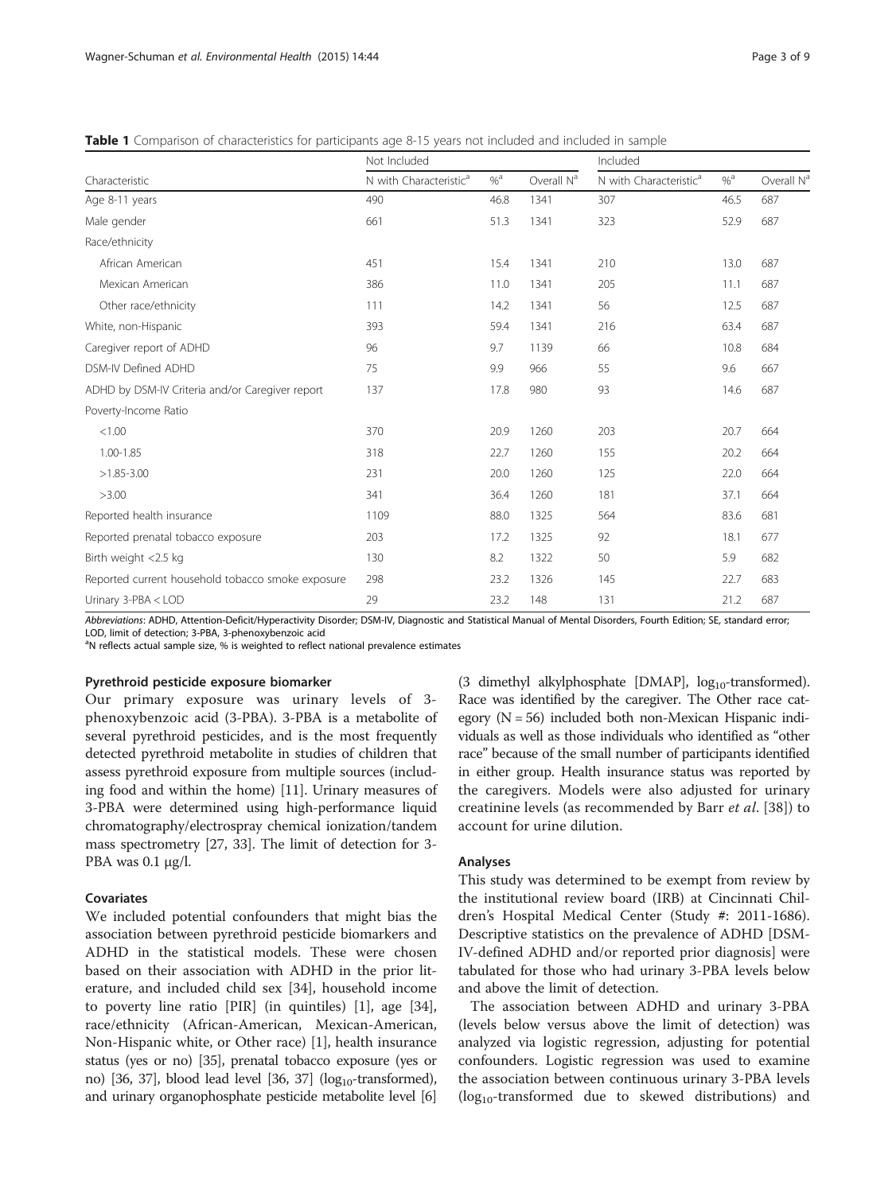**Table 1** Comparison of characteristics for participants age 8-15 years not included and included in sample

| Characteristic | Not Included | | | Included | | |
|---|---|---|---|---|---|---|
| | N with Characteristic[a] | %[a] | Overall N[a] | N with Characteristic[a] | %[a] | Overall N[a] |
| Age 8-11 years | 490 | 46.8 | 1341 | 307 | 46.5 | 687 |
| Male gender | 661 | 51.3 | 1341 | 323 | 52.9 | 687 |
| Race/ethnicity | | | | | | |
| African American | 451 | 15.4 | 1341 | 210 | 13.0 | 687 |
| Mexican American | 386 | 11.0 | 1341 | 205 | 11.1 | 687 |
| Other race/ethnicity | 111 | 14.2 | 1341 | 56 | 12.5 | 687 |
| White, non-Hispanic | 393 | 59.4 | 1341 | 216 | 63.4 | 687 |
| Caregiver report of ADHD | 96 | 9.7 | 1139 | 66 | 10.8 | 684 |
| DSM-IV Defined ADHD | 75 | 9.9 | 966 | 55 | 9.6 | 667 |
| ADHD by DSM-IV Criteria and/or Caregiver report | 137 | 17.8 | 980 | 93 | 14.6 | 687 |
| Poverty-Income Ratio | | | | | | |
| <1.00 | 370 | 20.9 | 1260 | 203 | 20.7 | 664 |
| 1.00-1.85 | 318 | 22.7 | 1260 | 155 | 20.2 | 664 |
| >1.85-3.00 | 231 | 20.0 | 1260 | 125 | 22.0 | 664 |
| >3.00 | 341 | 36.4 | 1260 | 181 | 37.1 | 664 |
| Reported health insurance | 1109 | 88.0 | 1325 | 564 | 83.6 | 681 |
| Reported prenatal tobacco exposure | 203 | 17.2 | 1325 | 92 | 18.1 | 677 |
| Birth weight <2.5 kg | 130 | 8.2 | 1322 | 50 | 5.9 | 682 |
| Reported current household tobacco smoke exposure | 298 | 23.2 | 1326 | 145 | 22.7 | 683 |
| Urinary 3-PBA < LOD | 29 | 23.2 | 148 | 131 | 21.2 | 687 |

*Abbreviations*: ADHD, Attention-Deficit/Hyperactivity Disorder; DSM-IV, Diagnostic and Statistical Manual of Mental Disorders, Fourth Edition; SE, standard error; LOD, limit of detection; 3-PBA, 3-phenoxybenzoic acid
[a]N reflects actual sample size, % is weighted to reflect national prevalence estimates

#### Pyrethroid pesticide exposure biomarker

Our primary exposure was urinary levels of 3-phenoxybenzoic acid (3-PBA). 3-PBA is a metabolite of several pyrethroid pesticides, and is the most frequently detected pyrethroid metabolite in studies of children that assess pyrethroid exposure from multiple sources (including food and within the home) [11]. Urinary measures of 3-PBA were determined using high-performance liquid chromatography/electrospray chemical ionization/tandem mass spectrometry [27, 33]. The limit of detection for 3-PBA was 0.1 μg/l.

#### Covariates

We included potential confounders that might bias the association between pyrethroid pesticide biomarkers and ADHD in the statistical models. These were chosen based on their association with ADHD in the prior literature, and included child sex [34], household income to poverty line ratio [PIR] (in quintiles) [1], age [34], race/ethnicity (African-American, Mexican-American, Non-Hispanic white, or Other race) [1], health insurance status (yes or no) [35], prenatal tobacco exposure (yes or no) [36, 37], blood lead level [36, 37] ($log_{10}$-transformed), and urinary organophosphate pesticide metabolite level [6] (3 dimethyl alkylphosphate [DMAP], $log_{10}$-transformed). Race was identified by the caregiver. The Other race category (N = 56) included both non-Mexican Hispanic individuals as well as those individuals who identified as "other race" because of the small number of participants identified in either group. Health insurance status was reported by the caregivers. Models were also adjusted for urinary creatinine levels (as recommended by Barr *et al.* [38]) to account for urine dilution.

#### Analyses

This study was determined to be exempt from review by the institutional review board (IRB) at Cincinnati Children's Hospital Medical Center (Study #: 2011-1686). Descriptive statistics on the prevalence of ADHD [DSM-IV-defined ADHD and/or reported prior diagnosis] were tabulated for those who had urinary 3-PBA levels below and above the limit of detection.

The association between ADHD and urinary 3-PBA (levels below versus above the limit of detection) was analyzed via logistic regression, adjusting for potential confounders. Logistic regression was used to examine the association between continuous urinary 3-PBA levels ($log_{10}$-transformed due to skewed distributions) and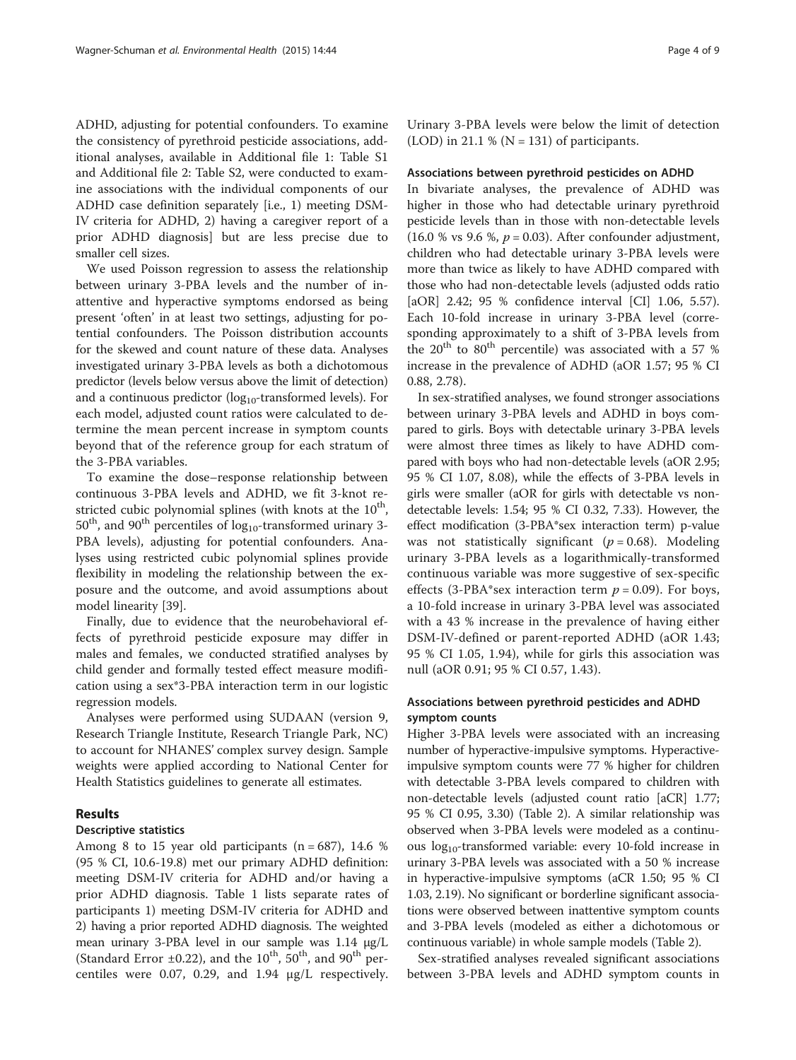ADHD, adjusting for potential confounders. To examine the consistency of pyrethroid pesticide associations, additional analyses, available in Additional file 1: Table S1 and Additional file 2: Table S2, were conducted to examine associations with the individual components of our ADHD case definition separately [i.e., 1) meeting DSM-IV criteria for ADHD, 2) having a caregiver report of a prior ADHD diagnosis] but are less precise due to smaller cell sizes.

We used Poisson regression to assess the relationship between urinary 3-PBA levels and the number of inattentive and hyperactive symptoms endorsed as being present 'often' in at least two settings, adjusting for potential confounders. The Poisson distribution accounts for the skewed and count nature of these data. Analyses investigated urinary 3-PBA levels as both a dichotomous predictor (levels below versus above the limit of detection) and a continuous predictor ($\log_{10}$-transformed levels). For each model, adjusted count ratios were calculated to determine the mean percent increase in symptom counts beyond that of the reference group for each stratum of the 3-PBA variables.

To examine the dose–response relationship between continuous 3-PBA levels and ADHD, we fit 3-knot restricted cubic polynomial splines (with knots at the $10^{th}$, $50^{th}$, and $90^{th}$ percentiles of $\log_{10}$-transformed urinary 3-PBA levels), adjusting for potential confounders. Analyses using restricted cubic polynomial splines provide flexibility in modeling the relationship between the exposure and the outcome, and avoid assumptions about model linearity [39].

Finally, due to evidence that the neurobehavioral effects of pyrethroid pesticide exposure may differ in males and females, we conducted stratified analyses by child gender and formally tested effect measure modification using a sex*3-PBA interaction term in our logistic regression models.

Analyses were performed using SUDAAN (version 9, Research Triangle Institute, Research Triangle Park, NC) to account for NHANES' complex survey design. Sample weights were applied according to National Center for Health Statistics guidelines to generate all estimates.

## Results

### Descriptive statistics

Among 8 to 15 year old participants (n = 687), 14.6 % (95 % CI, 10.6-19.8) met our primary ADHD definition: meeting DSM-IV criteria for ADHD and/or having a prior ADHD diagnosis. Table 1 lists separate rates of participants 1) meeting DSM-IV criteria for ADHD and 2) having a prior reported ADHD diagnosis. The weighted mean urinary 3-PBA level in our sample was 1.14 μg/L (Standard Error ±0.22), and the $10^{th}$, $50^{th}$, and $90^{th}$ percentiles were 0.07, 0.29, and 1.94 μg/L respectively. Urinary 3-PBA levels were below the limit of detection (LOD) in 21.1 % (N = 131) of participants.

### Associations between pyrethroid pesticides on ADHD

In bivariate analyses, the prevalence of ADHD was higher in those who had detectable urinary pyrethroid pesticide levels than in those with non-detectable levels (16.0 % vs 9.6 %, $p = 0.03$). After confounder adjustment, children who had detectable urinary 3-PBA levels were more than twice as likely to have ADHD compared with those who had non-detectable levels (adjusted odds ratio [aOR] 2.42; 95 % confidence interval [CI] 1.06, 5.57). Each 10-fold increase in urinary 3-PBA level (corresponding approximately to a shift of 3-PBA levels from the $20^{th}$ to $80^{th}$ percentile) was associated with a 57 % increase in the prevalence of ADHD (aOR 1.57; 95 % CI 0.88, 2.78).

In sex-stratified analyses, we found stronger associations between urinary 3-PBA levels and ADHD in boys compared to girls. Boys with detectable urinary 3-PBA levels were almost three times as likely to have ADHD compared with boys who had non-detectable levels (aOR 2.95; 95 % CI 1.07, 8.08), while the effects of 3-PBA levels in girls were smaller (aOR for girls with detectable vs non-detectable levels: 1.54; 95 % CI 0.32, 7.33). However, the effect modification (3-PBA*sex interaction term) p-value was not statistically significant ($p = 0.68$). Modeling urinary 3-PBA levels as a logarithmically-transformed continuous variable was more suggestive of sex-specific effects (3-PBA*sex interaction term $p = 0.09$). For boys, a 10-fold increase in urinary 3-PBA level was associated with a 43 % increase in the prevalence of having either DSM-IV-defined or parent-reported ADHD (aOR 1.43; 95 % CI 1.05, 1.94), while for girls this association was null (aOR 0.91; 95 % CI 0.57, 1.43).

### Associations between pyrethroid pesticides and ADHD symptom counts

Higher 3-PBA levels were associated with an increasing number of hyperactive-impulsive symptoms. Hyperactive-impulsive symptom counts were 77 % higher for children with detectable 3-PBA levels compared to children with non-detectable levels (adjusted count ratio [aCR] 1.77; 95 % CI 0.95, 3.30) (Table 2). A similar relationship was observed when 3-PBA levels were modeled as a continuous $\log_{10}$-transformed variable: every 10-fold increase in urinary 3-PBA levels was associated with a 50 % increase in hyperactive-impulsive symptoms (aCR 1.50; 95 % CI 1.03, 2.19). No significant or borderline significant associations were observed between inattentive symptom counts and 3-PBA levels (modeled as either a dichotomous or continuous variable) in whole sample models (Table 2).

Sex-stratified analyses revealed significant associations between 3-PBA levels and ADHD symptom counts in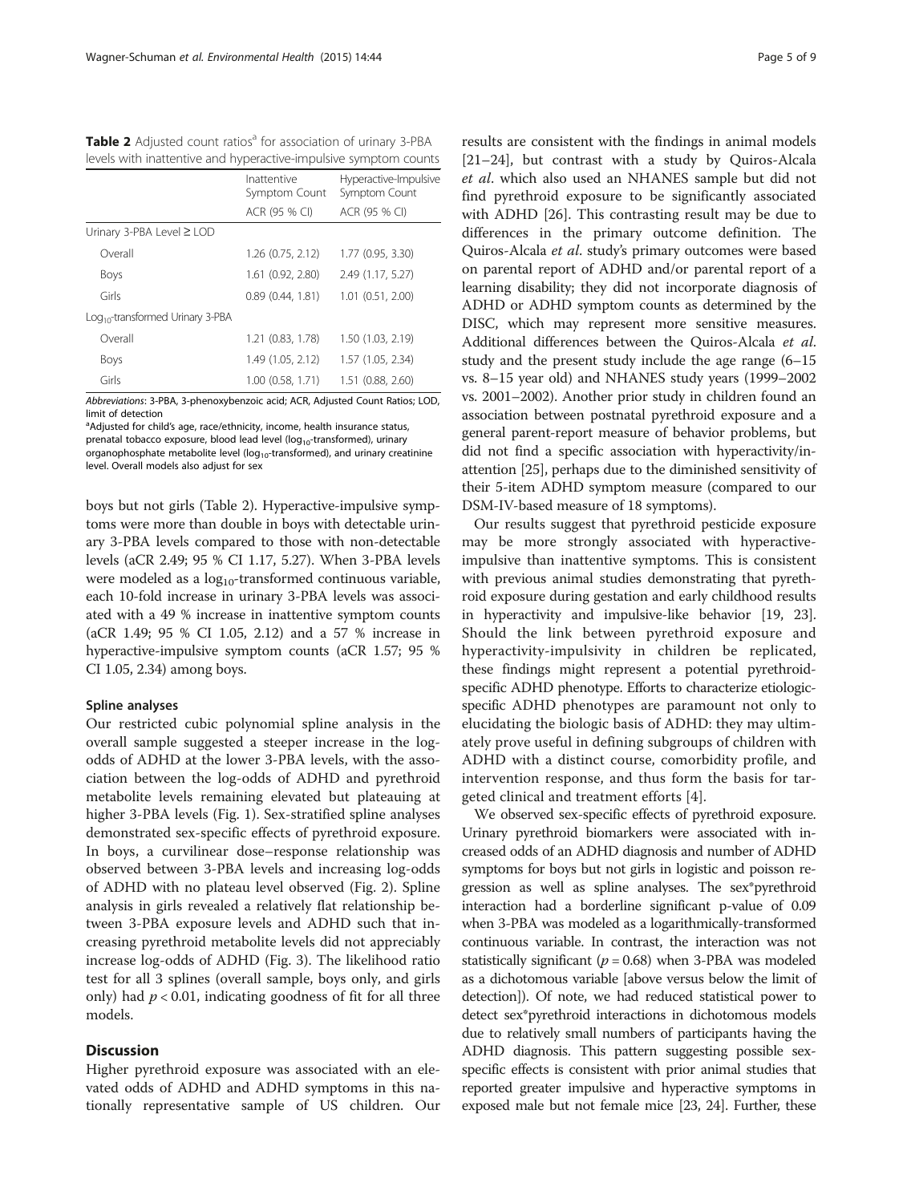**Table 2** Adjusted count ratios[a] for association of urinary 3-PBA levels with inattentive and hyperactive-impulsive symptom counts

| | Inattentive Symptom Count | Hyperactive-Impulsive Symptom Count |
|---|---|---|
| | ACR (95 % CI) | ACR (95 % CI) |
| Urinary 3-PBA Level ≥ LOD | | |
| Overall | 1.26 (0.75, 2.12) | 1.77 (0.95, 3.30) |
| Boys | 1.61 (0.92, 2.80) | 2.49 (1.17, 5.27) |
| Girls | 0.89 (0.44, 1.81) | 1.01 (0.51, 2.00) |
| $Log_{10}$-transformed Urinary 3-PBA | | |
| Overall | 1.21 (0.83, 1.78) | 1.50 (1.03, 2.19) |
| Boys | 1.49 (1.05, 2.12) | 1.57 (1.05, 2.34) |
| Girls | 1.00 (0.58, 1.71) | 1.51 (0.88, 2.60) |

*Abbreviations*: 3-PBA, 3-phenoxybenzoic acid; ACR, Adjusted Count Ratios; LOD, limit of detection

[a]Adjusted for child's age, race/ethnicity, income, health insurance status, prenatal tobacco exposure, blood lead level ($log_{10}$-transformed), urinary organophosphate metabolite level ($log_{10}$-transformed), and urinary creatinine level. Overall models also adjust for sex

boys but not girls (Table 2). Hyperactive-impulsive symptoms were more than double in boys with detectable urinary 3-PBA levels compared to those with non-detectable levels (aCR 2.49; 95 % CI 1.17, 5.27). When 3-PBA levels were modeled as a $log_{10}$-transformed continuous variable, each 10-fold increase in urinary 3-PBA levels was associated with a 49 % increase in inattentive symptom counts (aCR 1.49; 95 % CI 1.05, 2.12) and a 57 % increase in hyperactive-impulsive symptom counts (aCR 1.57; 95 % CI 1.05, 2.34) among boys.

#### Spline analyses

Our restricted cubic polynomial spline analysis in the overall sample suggested a steeper increase in the log-odds of ADHD at the lower 3-PBA levels, with the association between the log-odds of ADHD and pyrethroid metabolite levels remaining elevated but plateauing at higher 3-PBA levels (Fig. 1). Sex-stratified spline analyses demonstrated sex-specific effects of pyrethroid exposure. In boys, a curvilinear dose–response relationship was observed between 3-PBA levels and increasing log-odds of ADHD with no plateau level observed (Fig. 2). Spline analysis in girls revealed a relatively flat relationship between 3-PBA exposure levels and ADHD such that increasing pyrethroid metabolite levels did not appreciably increase log-odds of ADHD (Fig. 3). The likelihood ratio test for all 3 splines (overall sample, boys only, and girls only) had $p < 0.01$, indicating goodness of fit for all three models.

## Discussion

Higher pyrethroid exposure was associated with an elevated odds of ADHD and ADHD symptoms in this nationally representative sample of US children. Our results are consistent with the findings in animal models [21–24], but contrast with a study by Quiros-Alcala *et al*. which also used an NHANES sample but did not find pyrethroid exposure to be significantly associated with ADHD [26]. This contrasting result may be due to differences in the primary outcome definition. The Quiros-Alcala *et al*. study's primary outcomes were based on parental report of ADHD and/or parental report of a learning disability; they did not incorporate diagnosis of ADHD or ADHD symptom counts as determined by the DISC, which may represent more sensitive measures. Additional differences between the Quiros-Alcala *et al*. study and the present study include the age range (6–15 vs. 8–15 year old) and NHANES study years (1999–2002 vs. 2001–2002). Another prior study in children found an association between postnatal pyrethroid exposure and a general parent-report measure of behavior problems, but did not find a specific association with hyperactivity/inattention [25], perhaps due to the diminished sensitivity of their 5-item ADHD symptom measure (compared to our DSM-IV-based measure of 18 symptoms).

Our results suggest that pyrethroid pesticide exposure may be more strongly associated with hyperactive-impulsive than inattentive symptoms. This is consistent with previous animal studies demonstrating that pyrethroid exposure during gestation and early childhood results in hyperactivity and impulsive-like behavior [19, 23]. Should the link between pyrethroid exposure and hyperactivity-impulsivity in children be replicated, these findings might represent a potential pyrethroid-specific ADHD phenotype. Efforts to characterize etiologic-specific ADHD phenotypes are paramount not only to elucidating the biologic basis of ADHD: they may ultimately prove useful in defining subgroups of children with ADHD with a distinct course, comorbidity profile, and intervention response, and thus form the basis for targeted clinical and treatment efforts [4].

We observed sex-specific effects of pyrethroid exposure. Urinary pyrethroid biomarkers were associated with increased odds of an ADHD diagnosis and number of ADHD symptoms for boys but not girls in logistic and poisson regression as well as spline analyses. The sex*pyrethroid interaction had a borderline significant p-value of 0.09 when 3-PBA was modeled as a logarithmically-transformed continuous variable. In contrast, the interaction was not statistically significant ($p = 0.68$) when 3-PBA was modeled as a dichotomous variable [above versus below the limit of detection]). Of note, we had reduced statistical power to detect sex*pyrethroid interactions in dichotomous models due to relatively small numbers of participants having the ADHD diagnosis. This pattern suggesting possible sex-specific effects is consistent with prior animal studies that reported greater impulsive and hyperactive symptoms in exposed male but not female mice [23, 24]. Further, these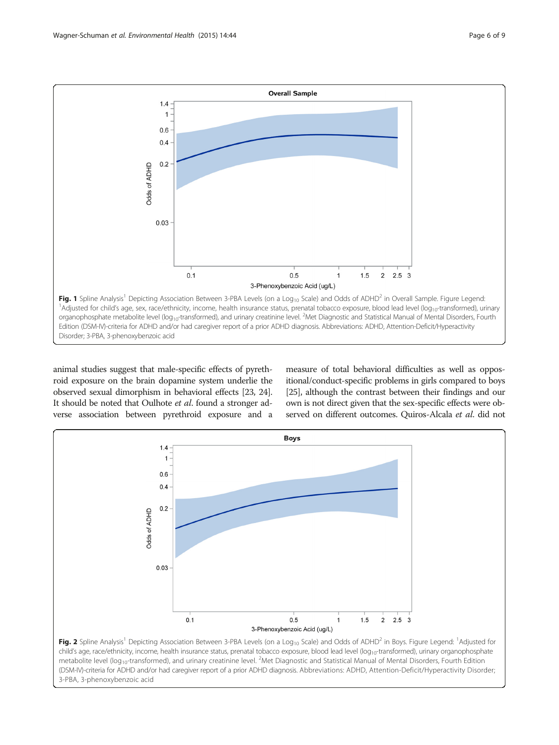**Fig. 1** Spline Analysis[1] Depicting Association Between 3-PBA Levels (on a $Log_{10}$ Scale) and Odds of ADHD[2] in Overall Sample. Figure Legend: [1]Adjusted for child's age, sex, race/ethnicity, income, health insurance status, prenatal tobacco exposure, blood lead level ($log_{10}$-transformed), urinary organophosphate metabolite level ($log_{10}$-transformed), and urinary creatinine level. [2]Met Diagnostic and Statistical Manual of Mental Disorders, Fourth Edition (DSM-IV)-criteria for ADHD and/or had caregiver report of a prior ADHD diagnosis. Abbreviations: ADHD, Attention-Deficit/Hyperactivity Disorder; 3-PBA, 3-phenoxybenzoic acid

animal studies suggest that male-specific effects of pyrethroid exposure on the brain dopamine system underlie the observed sexual dimorphism in behavioral effects [23, 24]. It should be noted that Oulhote *et al*. found a stronger adverse association between pyrethroid exposure and a measure of total behavioral difficulties as well as oppositional/conduct-specific problems in girls compared to boys [25], although the contrast between their findings and our own is not direct given that the sex-specific effects were observed on different outcomes. Quiros-Alcala *et al*. did not

**Fig. 2** Spline Analysis[1] Depicting Association Between 3-PBA Levels (on a $Log_{10}$ Scale) and Odds of ADHD[2] in Boys. Figure Legend: [1]Adjusted for child's age, race/ethnicity, income, health insurance status, prenatal tobacco exposure, blood lead level ($log_{10}$-transformed), urinary organophosphate metabolite level ($log_{10}$-transformed), and urinary creatinine level. [2]Met Diagnostic and Statistical Manual of Mental Disorders, Fourth Edition (DSM-IV)-criteria for ADHD and/or had caregiver report of a prior ADHD diagnosis. Abbreviations: ADHD, Attention-Deficit/Hyperactivity Disorder; 3-PBA, 3-phenoxybenzoic acid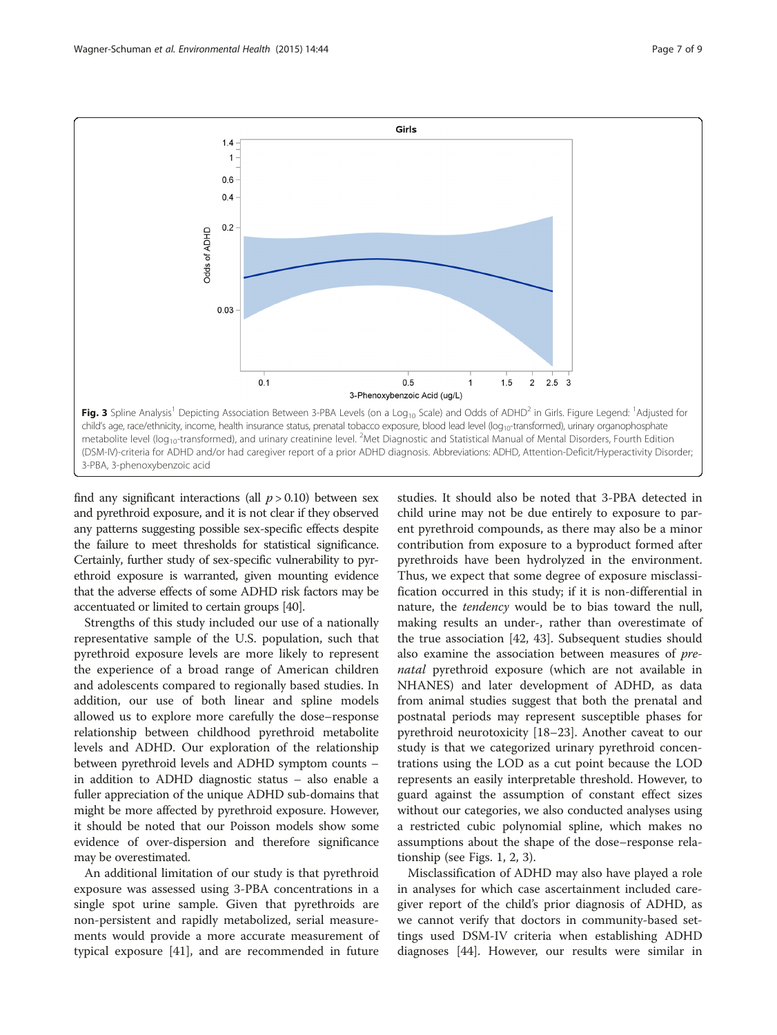Girls

1.4
1
0.6
0.4
0.2
Odds of ADHD
0.03

0.1
0.5
1
1.5
2
2.5
3
3-Phenoxybenzoic Acid (ug/L)

**Fig. 3** Spline Analysis[1] Depicting Association Between 3-PBA Levels (on a $Log_{10}$ Scale) and Odds of ADHD[2] in Girls. Figure Legend: [1]Adjusted for child's age, race/ethnicity, income, health insurance status, prenatal tobacco exposure, blood lead level ($log_{10}$-transformed), urinary organophosphate metabolite level ($log_{10}$-transformed), and urinary creatinine level. [2]Met Diagnostic and Statistical Manual of Mental Disorders, Fourth Edition (DSM-IV)-criteria for ADHD and/or had caregiver report of a prior ADHD diagnosis. Abbreviations: ADHD, Attention-Deficit/Hyperactivity Disorder; 3-PBA, 3-phenoxybenzoic acid

find any significant interactions (all $p > 0.10$) between sex and pyrethroid exposure, and it is not clear if they observed any patterns suggesting possible sex-specific effects despite the failure to meet thresholds for statistical significance. Certainly, further study of sex-specific vulnerability to pyrethroid exposure is warranted, given mounting evidence that the adverse effects of some ADHD risk factors may be accentuated or limited to certain groups [40].

Strengths of this study included our use of a nationally representative sample of the U.S. population, such that pyrethroid exposure levels are more likely to represent the experience of a broad range of American children and adolescents compared to regionally based studies. In addition, our use of both linear and spline models allowed us to explore more carefully the dose–response relationship between childhood pyrethroid metabolite levels and ADHD. Our exploration of the relationship between pyrethroid levels and ADHD symptom counts – in addition to ADHD diagnostic status – also enable a fuller appreciation of the unique ADHD sub-domains that might be more affected by pyrethroid exposure. However, it should be noted that our Poisson models show some evidence of over-dispersion and therefore significance may be overestimated.

An additional limitation of our study is that pyrethroid exposure was assessed using 3-PBA concentrations in a single spot urine sample. Given that pyrethroids are non-persistent and rapidly metabolized, serial measurements would provide a more accurate measurement of typical exposure [41], and are recommended in future studies. It should also be noted that 3-PBA detected in child urine may not be due entirely to exposure to parent pyrethroid compounds, as there may also be a minor contribution from exposure to a byproduct formed after pyrethroids have been hydrolyzed in the environment. Thus, we expect that some degree of exposure misclassification occurred in this study; if it is non-differential in nature, the *tendency* would be to bias toward the null, making results an under-, rather than overestimate of the true association [42, 43]. Subsequent studies should also examine the association between measures of *prenatal* pyrethroid exposure (which are not available in NHANES) and later development of ADHD, as data from animal studies suggest that both the prenatal and postnatal periods may represent susceptible phases for pyrethroid neurotoxicity [18–23]. Another caveat to our study is that we categorized urinary pyrethroid concentrations using the LOD as a cut point because the LOD represents an easily interpretable threshold. However, to guard against the assumption of constant effect sizes without our categories, we also conducted analyses using a restricted cubic polynomial spline, which makes no assumptions about the shape of the dose–response relationship (see Figs. 1, 2, 3).

Misclassification of ADHD may also have played a role in analyses for which case ascertainment included caregiver report of the child's prior diagnosis of ADHD, as we cannot verify that doctors in community-based settings used DSM-IV criteria when establishing ADHD diagnoses [44]. However, our results were similar in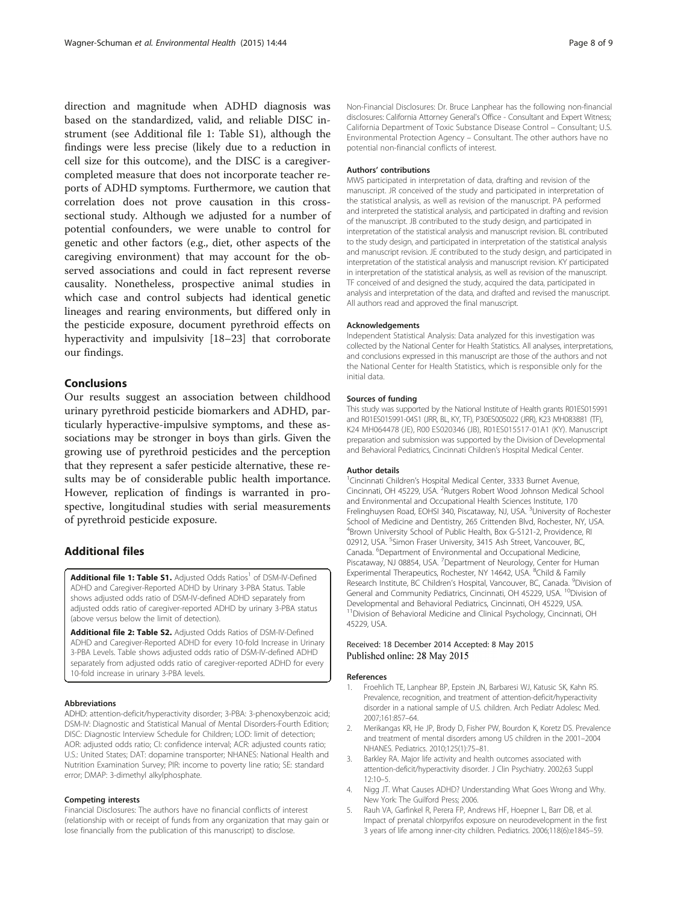direction and magnitude when ADHD diagnosis was based on the standardized, valid, and reliable DISC instrument (see Additional file 1: Table S1), although the findings were less precise (likely due to a reduction in cell size for this outcome), and the DISC is a caregiver-completed measure that does not incorporate teacher reports of ADHD symptoms. Furthermore, we caution that correlation does not prove causation in this cross-sectional study. Although we adjusted for a number of potential confounders, we were unable to control for genetic and other factors (e.g., diet, other aspects of the caregiving environment) that may account for the observed associations and could in fact represent reverse causality. Nonetheless, prospective animal studies in which case and control subjects had identical genetic lineages and rearing environments, but differed only in the pesticide exposure, document pyrethroid effects on hyperactivity and impulsivity [18–23] that corroborate our findings.

## Conclusions

Our results suggest an association between childhood urinary pyrethroid pesticide biomarkers and ADHD, particularly hyperactive-impulsive symptoms, and these associations may be stronger in boys than girls. Given the growing use of pyrethroid pesticides and the perception that they represent a safer pesticide alternative, these results may be of considerable public health importance. However, replication of findings is warranted in prospective, longitudinal studies with serial measurements of pyrethroid pesticide exposure.

## Additional files

**Additional file 1: Table S1.** Adjusted Odds Ratios[1] of DSM-IV-Defined ADHD and Caregiver-Reported ADHD by Urinary 3-PBA Status. Table shows adjusted odds ratio of DSM-IV-defined ADHD separately from adjusted odds ratio of caregiver-reported ADHD by urinary 3-PBA status (above versus below the limit of detection).

**Additional file 2: Table S2.** Adjusted Odds Ratios of DSM-IV-Defined ADHD and Caregiver-Reported ADHD for every 10-fold Increase in Urinary 3-PBA Levels. Table shows adjusted odds ratio of DSM-IV-defined ADHD separately from adjusted odds ratio of caregiver-reported ADHD for every 10-fold increase in urinary 3-PBA levels.

#### Abbreviations

ADHD: attention-deficit/hyperactivity disorder; 3-PBA: 3-phenoxybenzoic acid; DSM-IV: Diagnostic and Statistical Manual of Mental Disorders-Fourth Edition; DISC: Diagnostic Interview Schedule for Children; LOD: limit of detection; AOR: adjusted odds ratio; CI: confidence interval; ACR: adjusted counts ratio; U.S.: United States; DAT: dopamine transporter; NHANES: National Health and Nutrition Examination Survey; PIR: income to poverty line ratio; SE: standard error; DMAP: 3-dimethyl alkylphosphate.

#### Competing interests

Financial Disclosures: The authors have no financial conflicts of interest (relationship with or receipt of funds from any organization that may gain or lose financially from the publication of this manuscript) to disclose.

Non-Financial Disclosures: Dr. Bruce Lanphear has the following non-financial disclosures: California Attorney General's Office - Consultant and Expert Witness; California Department of Toxic Substance Disease Control – Consultant; U.S. Environmental Protection Agency – Consultant. The other authors have no potential non-financial conflicts of interest.

#### Authors' contributions

MWS participated in interpretation of data, drafting and revision of the manuscript. JR conceived of the study and participated in interpretation of the statistical analysis, as well as revision of the manuscript. PA performed and interpreted the statistical analysis, and participated in drafting and revision of the manuscript. JB contributed to the study design, and participated in interpretation of the statistical analysis and manuscript revision. BL contributed to the study design, and participated in interpretation of the statistical analysis and manuscript revision. JE contributed to the study design, and participated in interpretation of the statistical analysis and manuscript revision. KY participated in interpretation of the statistical analysis, as well as revision of the manuscript. TF conceived of and designed the study, acquired the data, participated in analysis and interpretation of the data, and drafted and revised the manuscript. All authors read and approved the final manuscript.

#### Acknowledgements

Independent Statistical Analysis: Data analyzed for this investigation was collected by the National Center for Health Statistics. All analyses, interpretations, and conclusions expressed in this manuscript are those of the authors and not the National Center for Health Statistics, which is responsible only for the initial data.

#### Sources of funding

This study was supported by the National Institute of Health grants R01ES015991 and R01ES015991-04S1 (JRR, BL, KY, TF), P30ES005022 (JRR), K23 MH083881 (TF), K24 MH064478 (JE), R00 ES020346 (JB), R01ES015517-01A1 (KY). Manuscript preparation and submission was supported by the Division of Developmental and Behavioral Pediatrics, Cincinnati Children's Hospital Medical Center.

#### Author details

[1]Cincinnati Children's Hospital Medical Center, 3333 Burnet Avenue, Cincinnati, OH 45229, USA. [2]Rutgers Robert Wood Johnson Medical School and Environmental and Occupational Health Sciences Institute, 170 Frelinghuysen Road, EOHSI 340, Piscataway, NJ, USA. [3]University of Rochester School of Medicine and Dentistry, 265 Crittenden Blvd, Rochester, NY, USA. [4]Brown University School of Public Health, Box G-S121-2, Providence, RI 02912, USA. [5]Simon Fraser University, 3415 Ash Street, Vancouver, BC, Canada. [6]Department of Environmental and Occupational Medicine, Piscataway, NJ 08854, USA. [7]Department of Neurology, Center for Human Experimental Therapeutics, Rochester, NY 14642, USA. [8]Child & Family Research Institute, BC Children's Hospital, Vancouver, BC, Canada. [9]Division of General and Community Pediatrics, Cincinnati, OH 45229, USA. [10]Division of Developmental and Behavioral Pediatrics, Cincinnati, OH 45229, USA. [11]Division of Behavioral Medicine and Clinical Psychology, Cincinnati, OH 45229, USA.

Received: 18 December 2014 Accepted: 8 May 2015
Published online: 28 May 2015

#### References

1. Froehlich TE, Lanphear BP, Epstein JN, Barbaresi WJ, Katusic SK, Kahn RS. Prevalence, recognition, and treatment of attention-deficit/hyperactivity disorder in a national sample of U.S. children. Arch Pediatr Adolesc Med. 2007;161:857–64.
2. Merikangas KR, He JP, Brody D, Fisher PW, Bourdon K, Koretz DS. Prevalence and treatment of mental disorders among US children in the 2001–2004 NHANES. Pediatrics. 2010;125(1):75–81.
3. Barkley RA. Major life activity and health outcomes associated with attention-deficit/hyperactivity disorder. J Clin Psychiatry. 2002;63 Suppl 12:10–5.
4. Nigg JT. What Causes ADHD? Understanding What Goes Wrong and Why. New York: The Guilford Press; 2006.
5. Rauh VA, Garfinkel R, Perera FP, Andrews HF, Hoepner L, Barr DB, et al. Impact of prenatal chlorpyrifos exposure on neurodevelopment in the first 3 years of life among inner-city children. Pediatrics. 2006;118(6):e1845–59.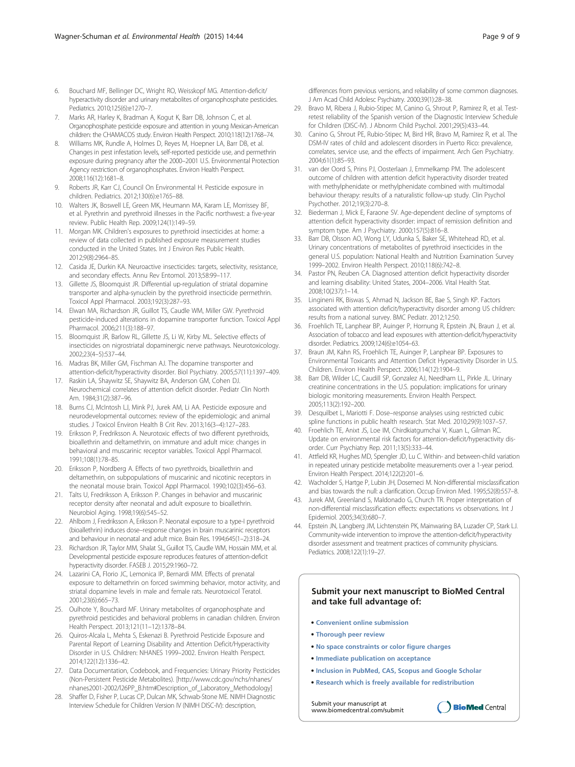6. Bouchard MF, Bellinger DC, Wright RO, Weisskopf MG. Attention-deficit/ hyperactivity disorder and urinary metabolites of organophosphate pesticides. Pediatrics. 2010;125(6):e1270–7.
7. Marks AR, Harley K, Bradman A, Kogut K, Barr DB, Johnson C, et al. Organophosphate pesticide exposure and attention in young Mexican-American children: the CHAMACOS study. Environ Health Perspect. 2010;118(12):1768–74.
8. Williams MK, Rundle A, Holmes D, Reyes M, Hoepner LA, Barr DB, et al. Changes in pest infestation levels, self-reported pesticide use, and permethrin exposure during pregnancy after the 2000–2001 U.S. Environmental Protection Agency restriction of organophosphates. Environ Health Perspect. 2008;116(12):1681–8.
9. Roberts JR, Karr CJ, Council On Environmental H. Pesticide exposure in children. Pediatrics. 2012;130(6):e1765–88.
10. Walters JK, Boswell LE, Green MK, Heumann MA, Karam LE, Morrissey BF, et al. Pyrethrin and pyrethroid illnesses in the Pacific northwest: a five-year review. Public Health Rep. 2009;124(1):149–59.
11. Morgan MK. Children's exposures to pyrethroid insecticides at home: a review of data collected in published exposure measurement studies conducted in the United States. Int J Environ Res Public Health. 2012;9(8):2964–85.
12. Casida JE, Durkin KA. Neuroactive insecticides: targets, selectivity, resistance, and secondary effects. Annu Rev Entomol. 2013;58:99–117.
13. Gillette JS, Bloomquist JR. Differential up-regulation of striatal dopamine transporter and alpha-synuclein by the pyrethroid insecticide permethrin. Toxicol Appl Pharmacol. 2003;192(3):287–93.
14. Elwan MA, Richardson JR, Guillot TS, Caudle WM, Miller GW. Pyrethroid pesticide-induced alterations in dopamine transporter function. Toxicol Appl Pharmacol. 2006;211(3):188–97.
15. Bloomquist JR, Barlow RL, Gillette JS, Li W, Kirby ML. Selective effects of insecticides on nigrostriatal dopaminergic nerve pathways. Neurotoxicology. 2002;23(4–5):537–44.
16. Madras BK, Miller GM, Fischman AJ. The dopamine transporter and attention-deficit/hyperactivity disorder. Biol Psychiatry. 2005;57(11):1397–409.
17. Raskin LA, Shaywitz SE, Shaywitz BA, Anderson GM, Cohen DJ. Neurochemical correlates of attention deficit disorder. Pediatr Clin North Am. 1984;31(2):387–96.
18. Burns CJ, McIntosh LJ, Mink PJ, Jurek AM, Li AA. Pesticide exposure and neurodevelopmental outcomes: review of the epidemiologic and animal studies. J Toxicol Environ Health B Crit Rev. 2013;16(3–4):127–283.
19. Eriksson P, Fredriksson A. Neurotoxic effects of two different pyrethroids, bioallethrin and deltamethrin, on immature and adult mice: changes in behavioral and muscarinic receptor variables. Toxicol Appl Pharmacol. 1991;108(1):78–85.
20. Eriksson P, Nordberg A. Effects of two pyrethroids, bioallethrin and deltamethrin, on subpopulations of muscarinic and nicotinic receptors in the neonatal mouse brain. Toxicol Appl Pharmacol. 1990;102(3):456–63.
21. Talts U, Fredriksson A, Eriksson P. Changes in behavior and muscarinic receptor density after neonatal and adult exposure to bioallethrin. Neurobiol Aging. 1998;19(6):545–52.
22. Ahlbom J, Fredriksson A, Eriksson P. Neonatal exposure to a type-I pyrethroid (bioallethrin) induces dose–response changes in brain muscarinic receptors and behaviour in neonatal and adult mice. Brain Res. 1994;645(1–2):318–24.
23. Richardson JR, Taylor MM, Shalat SL, Guillot TS, Caudle WM, Hossain MM, et al. Developmental pesticide exposure reproduces features of attention-deficit hyperactivity disorder. FASEB J. 2015;29:1960–72.
24. Lazarini CA, Florio JC, Lemonica IP, Bernardi MM. Effects of prenatal exposure to deltamethrin on forced swimming behavior, motor activity, and striatal dopamine levels in male and female rats. Neurotoxicol Teratol. 2001;23(6):665–73.
25. Oulhote Y, Bouchard MF. Urinary metabolites of organophosphate and pyrethroid pesticides and behavioral problems in canadian children. Environ Health Perspect. 2013;121(11–12):1378–84.
26. Quiros-Alcala L, Mehta S, Eskenazi B. Pyrethroid Pesticide Exposure and Parental Report of Learning Disability and Attention Deficit/Hyperactivity Disorder in U.S. Children: NHANES 1999–2002. Environ Health Perspect. 2014;122(12):1336–42.
27. Data Documentation, Codebook, and Frequencies: Urinary Priority Pesticides (Non-Persistent Pesticide Metabolites). [http://www.cdc.gov/nchs/nhanes/nhanes2001-2002/l26PP_B.htm#Description_of_Laboratory_Methodology]
28. Shaffer D, Fisher P, Lucas CP, Dulcan MK, Schwab-Stone ME. NIMH Diagnostic Interview Schedule for Children Version IV (NIMH DISC-IV): description, differences from previous versions, and reliability of some common diagnoses. J Am Acad Child Adolesc Psychiatry. 2000;39(1):28–38.
29. Bravo M, Ribera J, Rubio-Stipec M, Canino G, Shrout P, Ramirez R, et al. Test-retest reliability of the Spanish version of the Diagnostic Interview Schedule for Children (DISC-IV). J Abnorm Child Psychol. 2001;29(5):433–44.
30. Canino G, Shrout PE, Rubio-Stipec M, Bird HR, Bravo M, Ramirez R, et al. The DSM-IV rates of child and adolescent disorders in Puerto Rico: prevalence, correlates, service use, and the effects of impairment. Arch Gen Psychiatry. 2004;61(1):85–93.
31. van der Oord S, Prins PJ, Oosterlaan J, Emmelkamp PM. The adolescent outcome of children with attention deficit hyperactivity disorder treated with methylphenidate or methylphenidate combined with multimodal behaviour therapy: results of a naturalistic follow-up study. Clin Psychol Psychother. 2012;19(3):270–8.
32. Biederman J, Mick E, Faraone SV. Age-dependent decline of symptoms of attention deficit hyperactivity disorder: impact of remission definition and symptom type. Am J Psychiatry. 2000;157(5):816–8.
33. Barr DB, Olsson AO, Wong LY, Udunka S, Baker SE, Whitehead RD, et al. Urinary concentrations of metabolites of pyrethroid insecticides in the general U.S. population: National Health and Nutrition Examination Survey 1999–2002. Environ Health Perspect. 2010;118(6):742–8.
34. Pastor PN, Reuben CA. Diagnosed attention deficit hyperactivity disorder and learning disability: United States, 2004–2006. Vital Health Stat. 2008;10(237):1–14.
35. Lingineni RK, Biswas S, Ahmad N, Jackson BE, Bae S, Singh KP. Factors associated with attention deficit/hyperactivity disorder among US children: results from a national survey. BMC Pediatr. 2012;12:50.
36. Froehlich TE, Lanphear BP, Auinger P, Hornung R, Epstein JN, Braun J, et al. Association of tobacco and lead exposures with attention-deficit/hyperactivity disorder. Pediatrics. 2009;124(6):e1054–63.
37. Braun JM, Kahn RS, Froehlich TE, Auinger P, Lanphear BP. Exposures to Environmental Toxicants and Attention Deficit Hyperactivity Disorder in U.S. Children. Environ Health Perspect. 2006;114(12):1904–9.
38. Barr DB, Wilder LC, Caudill SP, Gonzalez AJ, Needham LL, Pirkle JL. Urinary creatinine concentrations in the U.S. population: implications for urinary biologic monitoring measurements. Environ Health Perspect. 2005;113(2):192–200.
39. Desquilbet L, Mariotti F. Dose–response analyses using restricted cubic spline functions in public health research. Stat Med. 2010;29(9):1037–57.
40. Froehlich TE, Anixt JS, Loe IM, Chirdkiatgumchai V, Kuan L, Gilman RC. Update on environmental risk factors for attention-deficit/hyperactivity disorder. Curr Psychiatry Rep. 2011;13(5):333–44.
41. Attfield KR, Hughes MD, Spengler JD, Lu C. Within- and between-child variation in repeated urinary pesticide metabolite measurements over a 1-year period. Environ Health Perspect. 2014;122(2):201–6.
42. Wacholder S, Hartge P, Lubin JH, Dosemeci M. Non-differential misclassification and bias towards the null: a clarification. Occup Environ Med. 1995;52(8):557–8.
43. Jurek AM, Greenland S, Maldonado G, Church TR. Proper interpretation of non-differential misclassification effects: expectations vs observations. Int J Epidemiol. 2005;34(3):680–7.
44. Epstein JN, Langberg JM, Lichtenstein PK, Mainwaring BA, Luzader CP, Stark LJ. Community-wide intervention to improve the attention-deficit/hyperactivity disorder assessment and treatment practices of community physicians. Pediatrics. 2008;122(1):19–27.

**Submit your next manuscript to BioMed Central and take full advantage of:**

- **Convenient online submission**
- **Thorough peer review**
- **No space constraints or color figure charges**
- **Immediate publication on acceptance**
- **Inclusion in PubMed, CAS, Scopus and Google Scholar**
- **Research which is freely available for redistribution**

Submit your manuscript at www.biomedcentral.com/submit

BioMed Central